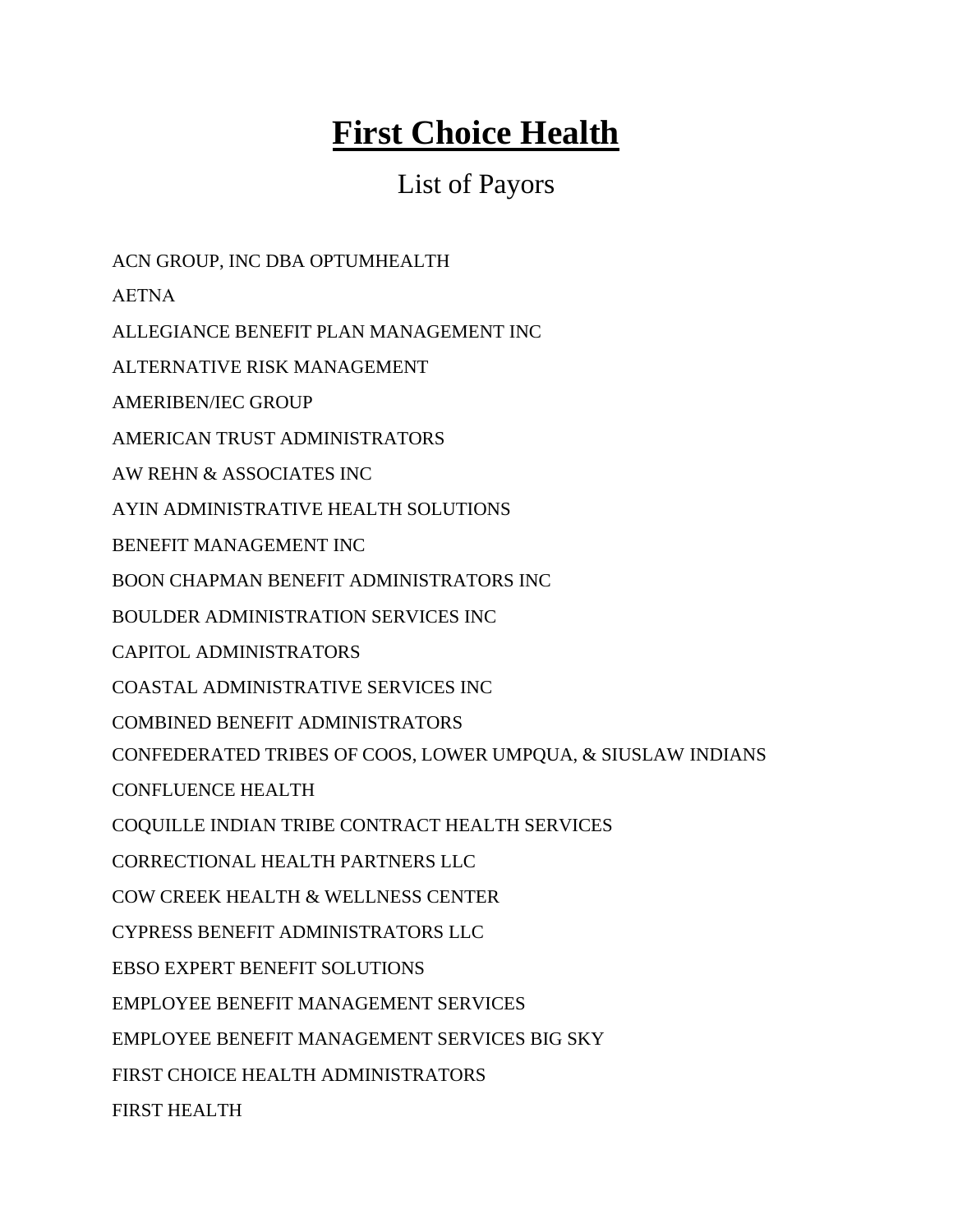# First Choice Health

## List of Payors

ACN GROUP, INC DBA OPTUMHEALTH

AETNA

ALLEGIANCE BENEFIT PLAN MANAGEMENT INC

ALTERNATIVE RISK MANAGEMENT

AMERIBEN/IEC GROUP

AMERICAN TRUST ADMINISTRATORS

AW REHN & ASSOCIATES INC

AYIN ADMINISTRATIVE HEALTH SOLUTIONS

BENEFIT MANAGEMENT INC

BOON CHAPMAN BENEFIT ADMINISTRATORS INC

BOULDER ADMINISTRATION SERVICES INC

CAPITOL ADMINISTRATORS

COASTAL ADMINISTRATIVE SERVICES INC

COMBINED BENEFIT ADMINISTRATORS

CONFEDERATED TRIBES OF COOS, LOWER UMPQUA, & SIUSLAW INDIANS

CONFLUENCE HEALTH

COQUILLE INDIAN TRIBE CONTRACT HEALTH SERVICES

CORRECTIONAL HEALTH PARTNERS LLC

COW CREEK HEALTH & WELLNESS CENTER

CYPRESS BENEFIT ADMINISTRATORS LLC

EBSO EXPERT BENEFIT SOLUTIONS

EMPLOYEE BENEFIT MANAGEMENT SERVICES

EMPLOYEE BENEFIT MANAGEMENT SERVICES BIG SKY

FIRST CHOICE HEALTH ADMINISTRATORS

FIRST HEALTH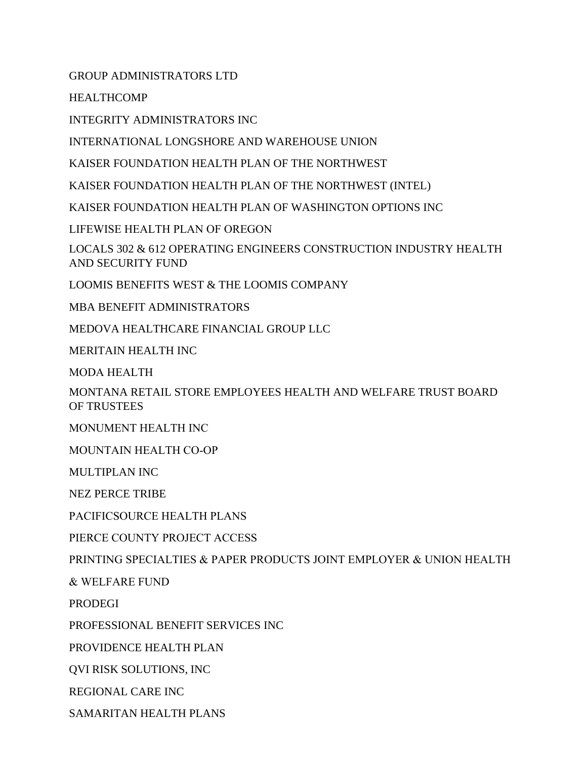GROUP ADMINISTRATORS LTD

HEALTHCOMP

INTEGRITY ADMINISTRATORS INC

INTERNATIONAL LONGSHORE AND WAREHOUSE UNION

KAISER FOUNDATION HEALTH PLAN OF THE NORTHWEST

KAISER FOUNDATION HEALTH PLAN OF THE NORTHWEST (INTEL)

KAISER FOUNDATION HEALTH PLAN OF WASHINGTON OPTIONS INC

LIFEWISE HEALTH PLAN OF OREGON

LOCALS 302 & 612 OPERATING ENGINEERS CONSTRUCTION INDUSTRY HEALTH AND SECURITY FUND

LOOMIS BENEFITS WEST & THE LOOMIS COMPANY

MBA BENEFIT ADMINISTRATORS

MEDOVA HEALTHCARE FINANCIAL GROUP LLC

MERITAIN HEALTH INC

MODA HEALTH

MONTANA RETAIL STORE EMPLOYEES HEALTH AND WELFARE TRUST BOARD OF TRUSTEES

MONUMENT HEALTH INC

MOUNTAIN HEALTH CO-OP

MULTIPLAN INC

NEZ PERCE TRIBE

PACIFICSOURCE HEALTH PLANS

PIERCE COUNTY PROJECT ACCESS

PRINTING SPECIALTIES & PAPER PRODUCTS JOINT EMPLOYER & UNION HEALTH & WELFARE FUND

PRODEGI

PROFESSIONAL BENEFIT SERVICES INC

PROVIDENCE HEALTH PLAN

QVI RISK SOLUTIONS, INC

REGIONAL CARE INC

SAMARITAN HEALTH PLANS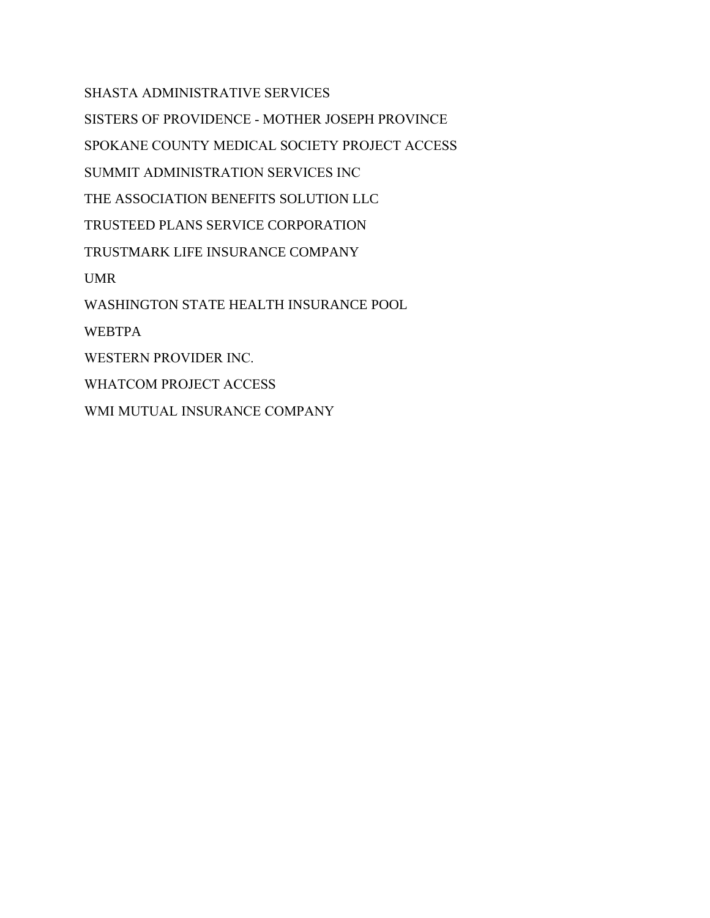SHASTA ADMINISTRATIVE SERVICES

SISTERS OF PROVIDENCE - MOTHER JOSEPH PROVINCE

SPOKANE COUNTY MEDICAL SOCIETY PROJECT ACCESS

SUMMIT ADMINISTRATION SERVICES INC

THE ASSOCIATION BENEFITS SOLUTION LLC

TRUSTEED PLANS SERVICE CORPORATION

TRUSTMARK LIFE INSURANCE COMPANY

UMR

WASHINGTON STATE HEALTH INSURANCE POOL

WEBTPA

WESTERN PROVIDER INC.

WHATCOM PROJECT ACCESS

WMI MUTUAL INSURANCE COMPANY